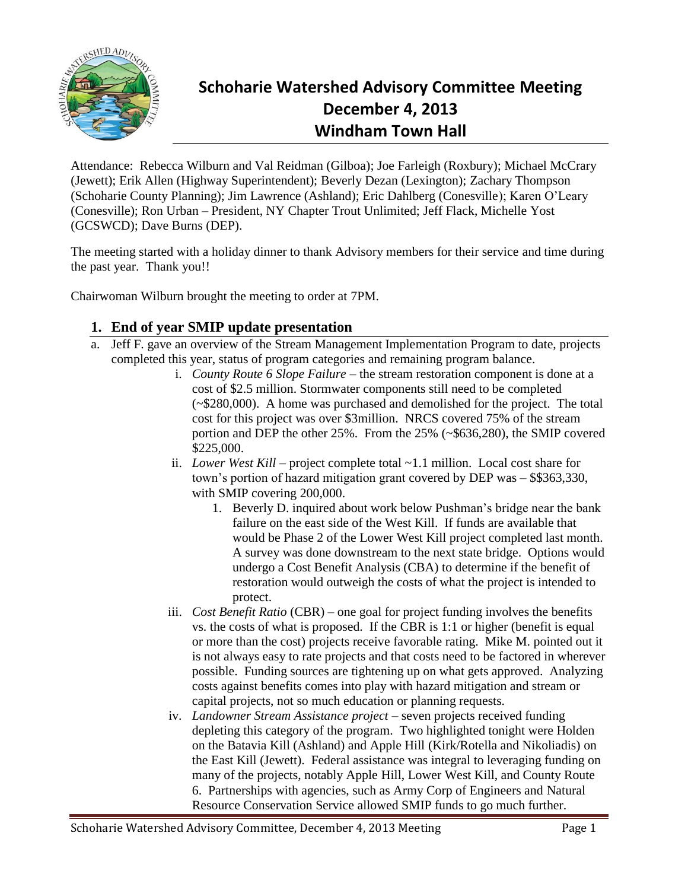# Schoharie Watershed Advisory Committee Meeting
## December 4, 2013
## Windham Town Hall

Attendance: Rebecca Wilburn and Val Reidman (Gilboa); Joe Farleigh (Roxbury); Michael McCrary (Jewett); Erik Allen (Highway Superintendent); Beverly Dezan (Lexington); Zachary Thompson (Schoharie County Planning); Jim Lawrence (Ashland); Eric Dahlberg (Conesville); Karen O'Leary (Conesville); Ron Urban – President, NY Chapter Trout Unlimited; Jeff Flack, Michelle Yost (GCSWCD); Dave Burns (DEP).

The meeting started with a holiday dinner to thank Advisory members for their service and time during the past year. Thank you!!

Chairwoman Wilburn brought the meeting to order at 7PM.

## 1. End of year SMIP update presentation

a. Jeff F. gave an overview of the Stream Management Implementation Program to date, projects completed this year, status of program categories and remaining program balance.

   i. *County Route 6 Slope Failure* – the stream restoration component is done at a cost of $2.5 million. Stormwater components still need to be completed (~$280,000). A home was purchased and demolished for the project. The total cost for this project was over $3million. NRCS covered 75% of the stream portion and DEP the other 25%. From the 25% (~$636,280), the SMIP covered $225,000.

   ii. *Lower West Kill* – project complete total ~1.1 million. Local cost share for town's portion of hazard mitigation grant covered by DEP was – $$363,330, with SMIP covering 200,000.

      1. Beverly D. inquired about work below Pushman's bridge near the bank failure on the east side of the West Kill. If funds are available that would be Phase 2 of the Lower West Kill project completed last month. A survey was done downstream to the next state bridge. Options would undergo a Cost Benefit Analysis (CBA) to determine if the benefit of restoration would outweigh the costs of what the project is intended to protect.

   iii. *Cost Benefit Ratio* (CBR) – one goal for project funding involves the benefits vs. the costs of what is proposed. If the CBR is 1:1 or higher (benefit is equal or more than the cost) projects receive favorable rating. Mike M. pointed out it is not always easy to rate projects and that costs need to be factored in wherever possible. Funding sources are tightening up on what gets approved. Analyzing costs against benefits comes into play with hazard mitigation and stream or capital projects, not so much education or planning requests.

   iv. *Landowner Stream Assistance project* – seven projects received funding depleting this category of the program. Two highlighted tonight were Holden on the Batavia Kill (Ashland) and Apple Hill (Kirk/Rotella and Nikoliadis) on the East Kill (Jewett). Federal assistance was integral to leveraging funding on many of the projects, notably Apple Hill, Lower West Kill, and County Route 6. Partnerships with agencies, such as Army Corp of Engineers and Natural Resource Conservation Service allowed SMIP funds to go much further.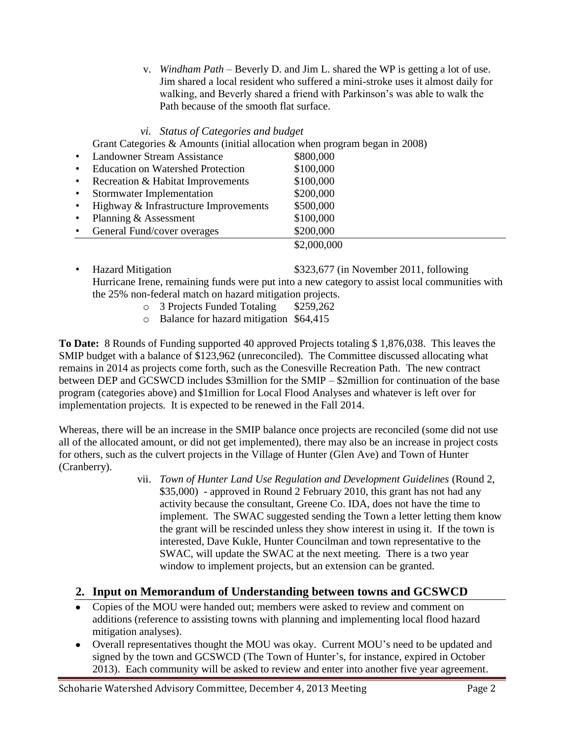v. *Windham Path* – Beverly D. and Jim L. shared the WP is getting a lot of use. Jim shared a local resident who suffered a mini-stroke uses it almost daily for walking, and Beverly shared a friend with Parkinson's was able to walk the Path because of the smooth flat surface.

vi. *Status of Categories and budget*

Grant Categories & Amounts (initial allocation when program began in 2008)

| Category | Amount |
|---|---|
| • Landowner Stream Assistance | $800,000 |
| • Education on Watershed Protection | $100,000 |
| • Recreation & Habitat Improvements | $100,000 |
| • Stormwater Implementation | $200,000 |
| • Highway & Infrastructure Improvements | $500,000 |
| • Planning & Assessment | $100,000 |
| • General Fund/cover overages | $200,000 |
| | $2,000,000 |

- Hazard Mitigation $323,677 (in November 2011, following Hurricane Irene, remaining funds were put into a new category to assist local communities with the 25% non-federal match on hazard mitigation projects.
    - 3 Projects Funded Totaling $259,262
    - Balance for hazard mitigation $64,415

**To Date:** 8 Rounds of Funding supported 40 approved Projects totaling $ 1,876,038. This leaves the SMIP budget with a balance of $123,962 (unreconciled). The Committee discussed allocating what remains in 2014 as projects come forth, such as the Conesville Recreation Path. The new contract between DEP and GCSWCD includes $3million for the SMIP – $2million for continuation of the base program (categories above) and $1million for Local Flood Analyses and whatever is left over for implementation projects. It is expected to be renewed in the Fall 2014.

Whereas, there will be an increase in the SMIP balance once projects are reconciled (some did not use all of the allocated amount, or did not get implemented), there may also be an increase in project costs for others, such as the culvert projects in the Village of Hunter (Glen Ave) and Town of Hunter (Cranberry).

vii. *Town of Hunter Land Use Regulation and Development Guidelines* (Round 2, $35,000) - approved in Round 2 February 2010, this grant has not had any activity because the consultant, Greene Co. IDA, does not have the time to implement. The SWAC suggested sending the Town a letter letting them know the grant will be rescinded unless they show interest in using it. If the town is interested, Dave Kukle, Hunter Councilman and town representative to the SWAC, will update the SWAC at the next meeting. There is a two year window to implement projects, but an extension can be granted.

## 2. Input on Memorandum of Understanding between towns and GCSWCD

- Copies of the MOU were handed out; members were asked to review and comment on additions (reference to assisting towns with planning and implementing local flood hazard mitigation analyses).
- Overall representatives thought the MOU was okay. Current MOU's need to be updated and signed by the town and GCSWCD (The Town of Hunter's, for instance, expired in October 2013). Each community will be asked to review and enter into another five year agreement.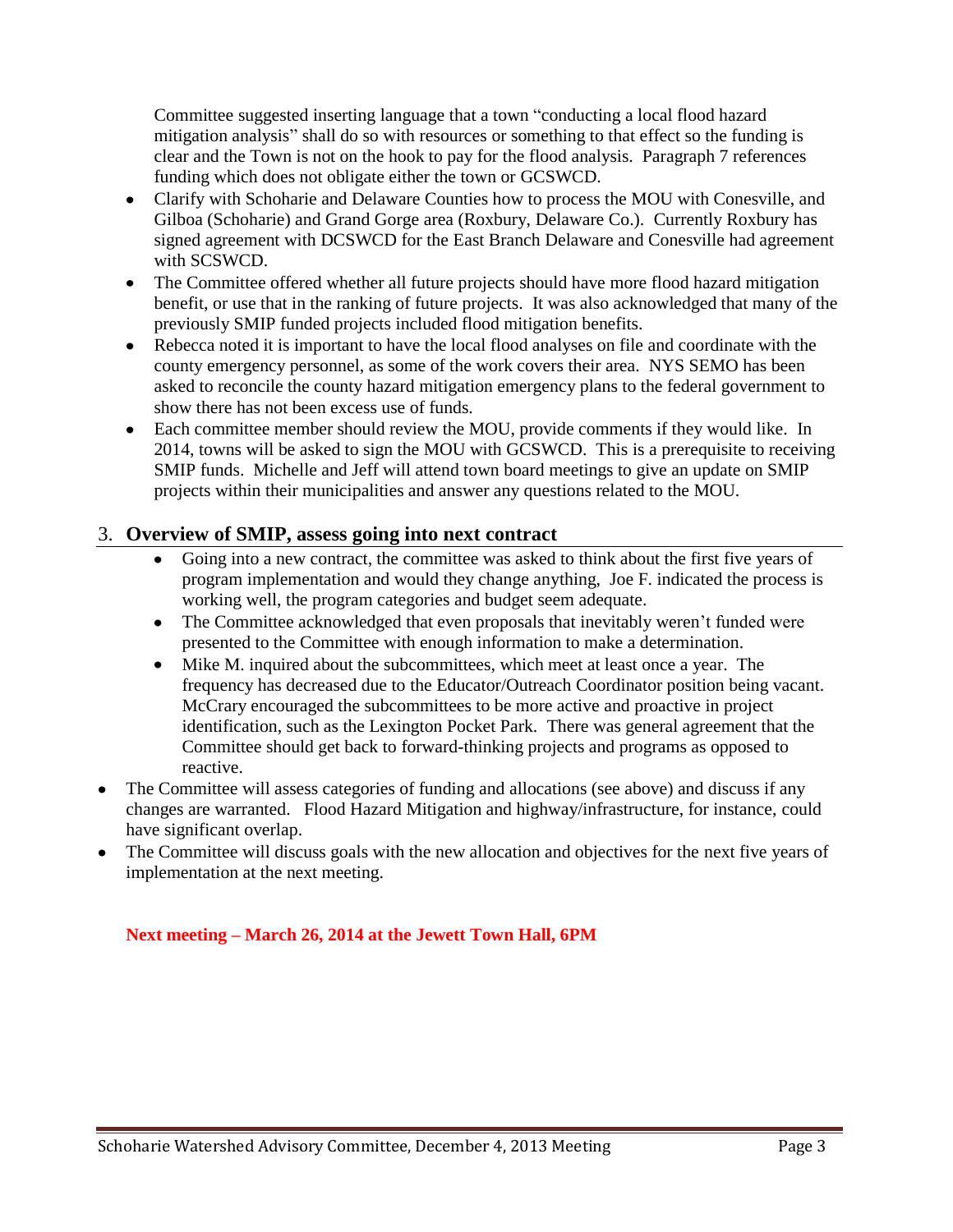Committee suggested inserting language that a town "conducting a local flood hazard mitigation analysis" shall do so with resources or something to that effect so the funding is clear and the Town is not on the hook to pay for the flood analysis. Paragraph 7 references funding which does not obligate either the town or GCSWCD.

- Clarify with Schoharie and Delaware Counties how to process the MOU with Conesville, and Gilboa (Schoharie) and Grand Gorge area (Roxbury, Delaware Co.). Currently Roxbury has signed agreement with DCSWCD for the East Branch Delaware and Conesville had agreement with SCSWCD.
- The Committee offered whether all future projects should have more flood hazard mitigation benefit, or use that in the ranking of future projects. It was also acknowledged that many of the previously SMIP funded projects included flood mitigation benefits.
- Rebecca noted it is important to have the local flood analyses on file and coordinate with the county emergency personnel, as some of the work covers their area. NYS SEMO has been asked to reconcile the county hazard mitigation emergency plans to the federal government to show there has not been excess use of funds.
- Each committee member should review the MOU, provide comments if they would like. In 2014, towns will be asked to sign the MOU with GCSWCD. This is a prerequisite to receiving SMIP funds. Michelle and Jeff will attend town board meetings to give an update on SMIP projects within their municipalities and answer any questions related to the MOU.

## 3. **Overview of SMIP, assess going into next contract**

- Going into a new contract, the committee was asked to think about the first five years of program implementation and would they change anything, Joe F. indicated the process is working well, the program categories and budget seem adequate.
- The Committee acknowledged that even proposals that inevitably weren't funded were presented to the Committee with enough information to make a determination.
- Mike M. inquired about the subcommittees, which meet at least once a year. The frequency has decreased due to the Educator/Outreach Coordinator position being vacant. McCrary encouraged the subcommittees to be more active and proactive in project identification, such as the Lexington Pocket Park. There was general agreement that the Committee should get back to forward-thinking projects and programs as opposed to reactive.

- The Committee will assess categories of funding and allocations (see above) and discuss if any changes are warranted. Flood Hazard Mitigation and highway/infrastructure, for instance, could have significant overlap.
- The Committee will discuss goals with the new allocation and objectives for the next five years of implementation at the next meeting.

**Next meeting – March 26, 2014 at the Jewett Town Hall, 6PM**